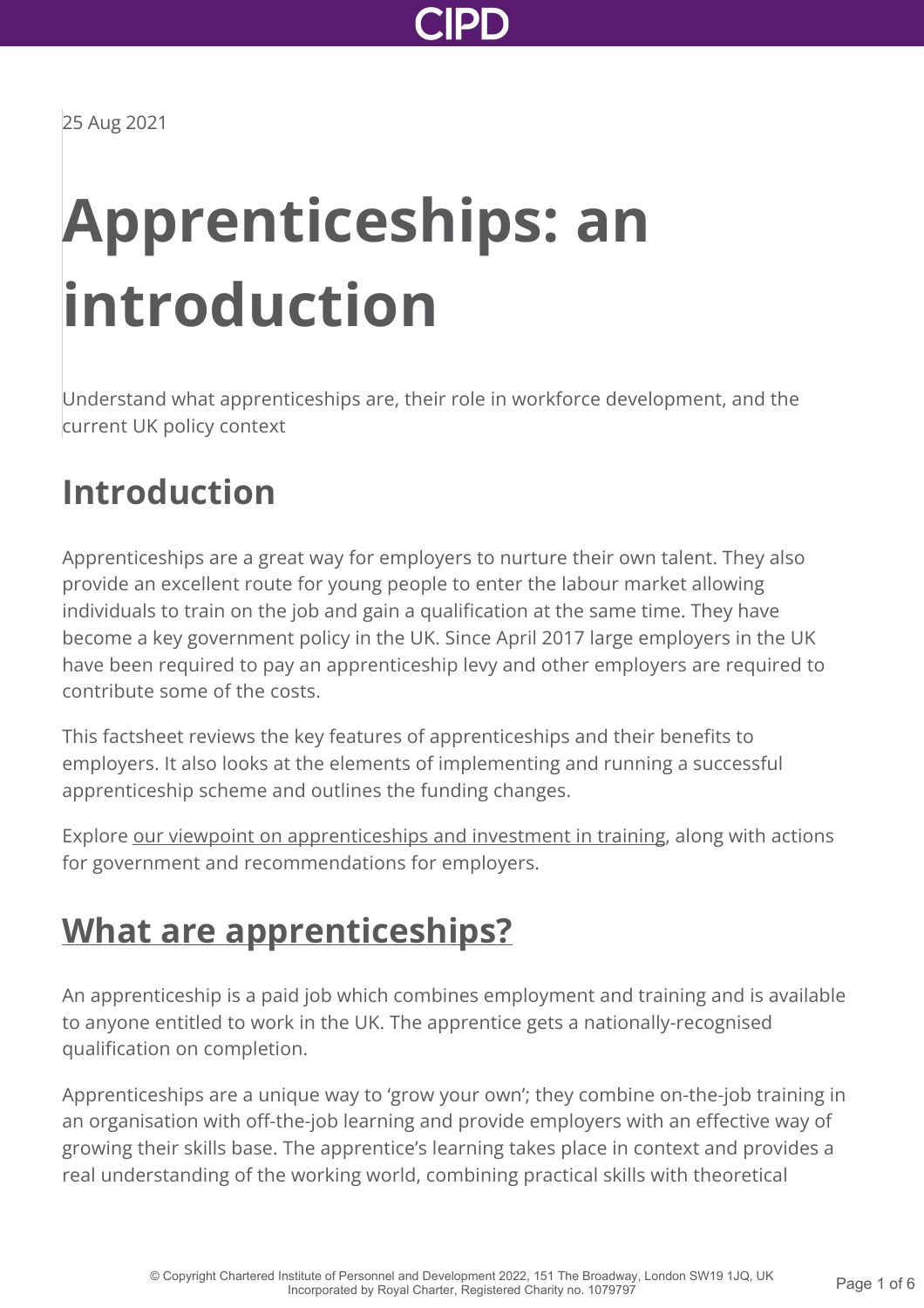25 Aug 2021

# Apprenticeships: an introduction

Understand what apprenticeships are, their role in workforce development, and the current UK policy context

## Introduction

Apprenticeships are a great way for employers to nurture their own talent. They also provide an excellent route for young people to enter the labour market allowing individuals to train on the job and gain a qualification at the same time. They have become a key government policy in the UK. Since April 2017 large employers in the UK have been required to pay an apprenticeship levy and other employers are required to contribute some of the costs.

This factsheet reviews the key features of apprenticeships and their benefits to employers. It also looks at the elements of implementing and running a successful apprenticeship scheme and outlines the funding changes.

Explore our viewpoint on apprenticeships and investment in training, along with actions for government and recommendations for employers.

## What are apprenticeships?

An apprenticeship is a paid job which combines employment and training and is available to anyone entitled to work in the UK. The apprentice gets a nationally-recognised qualification on completion.

Apprenticeships are a unique way to 'grow your own'; they combine on-the-job training in an organisation with off-the-job learning and provide employers with an effective way of growing their skills base. The apprentice's learning takes place in context and provides a real understanding of the working world, combining practical skills with theoretical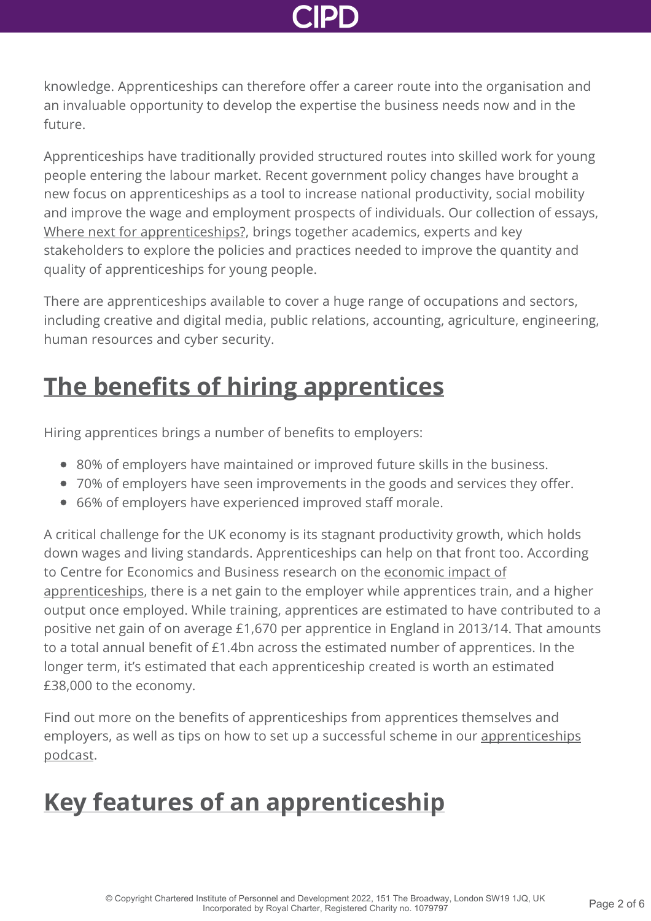knowledge. Apprenticeships can therefore offer a career route into the organisation and an invaluable opportunity to develop the expertise the business needs now and in the future.

Apprenticeships have traditionally provided structured routes into skilled work for young people entering the labour market. Recent government policy changes have brought a new focus on apprenticeships as a tool to increase national productivity, social mobility and improve the wage and employment prospects of individuals. Our collection of essays, Where next for apprenticeships?, brings together academics, experts and key stakeholders to explore the policies and practices needed to improve the quantity and quality of apprenticeships for young people.

There are apprenticeships available to cover a huge range of occupations and sectors, including creative and digital media, public relations, accounting, agriculture, engineering, human resources and cyber security.

## The benefits of hiring apprentices

Hiring apprentices brings a number of benefits to employers:

- 80% of employers have maintained or improved future skills in the business.
- 70% of employers have seen improvements in the goods and services they offer.
- 66% of employers have experienced improved staff morale.

A critical challenge for the UK economy is its stagnant productivity growth, which holds down wages and living standards. Apprenticeships can help on that front too. According to Centre for Economics and Business research on the economic impact of apprenticeships, there is a net gain to the employer while apprentices train, and a higher output once employed. While training, apprentices are estimated to have contributed to a positive net gain of on average £1,670 per apprentice in England in 2013/14. That amounts to a total annual benefit of £1.4bn across the estimated number of apprentices. In the longer term, it's estimated that each apprenticeship created is worth an estimated £38,000 to the economy.

Find out more on the benefits of apprenticeships from apprentices themselves and employers, as well as tips on how to set up a successful scheme in our apprenticeships podcast.

## Key features of an apprenticeship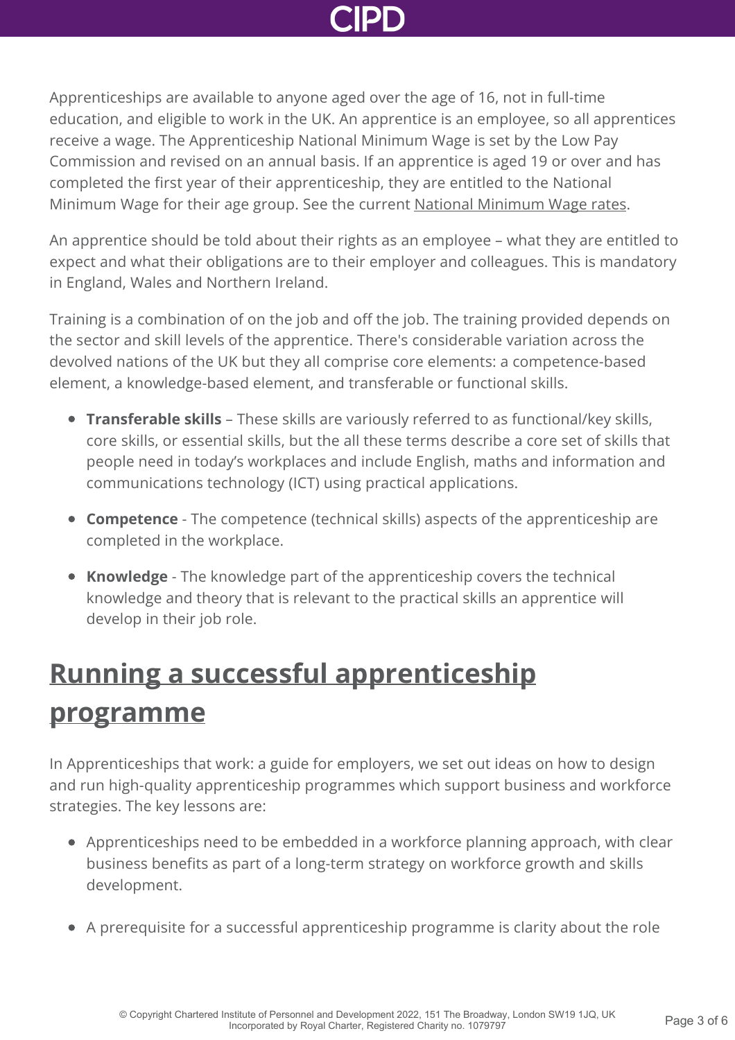Apprenticeships are available to anyone aged over the age of 16, not in full-time education, and eligible to work in the UK. An apprentice is an employee, so all apprentices receive a wage. The Apprenticeship National Minimum Wage is set by the Low Pay Commission and revised on an annual basis. If an apprentice is aged 19 or over and has completed the first year of their apprenticeship, they are entitled to the National Minimum Wage for their age group. See the current National Minimum Wage rates.

An apprentice should be told about their rights as an employee – what they are entitled to expect and what their obligations are to their employer and colleagues. This is mandatory in England, Wales and Northern Ireland.

Training is a combination of on the job and off the job. The training provided depends on the sector and skill levels of the apprentice. There's considerable variation across the devolved nations of the UK but they all comprise core elements: a competence-based element, a knowledge-based element, and transferable or functional skills.

- **Transferable skills** – These skills are variously referred to as functional/key skills, core skills, or essential skills, but the all these terms describe a core set of skills that people need in today's workplaces and include English, maths and information and communications technology (ICT) using practical applications.
- **Competence** - The competence (technical skills) aspects of the apprenticeship are completed in the workplace.
- **Knowledge** - The knowledge part of the apprenticeship covers the technical knowledge and theory that is relevant to the practical skills an apprentice will develop in their job role.

## Running a successful apprenticeship programme

In Apprenticeships that work: a guide for employers, we set out ideas on how to design and run high-quality apprenticeship programmes which support business and workforce strategies. The key lessons are:

- Apprenticeships need to be embedded in a workforce planning approach, with clear business benefits as part of a long-term strategy on workforce growth and skills development.
- A prerequisite for a successful apprenticeship programme is clarity about the role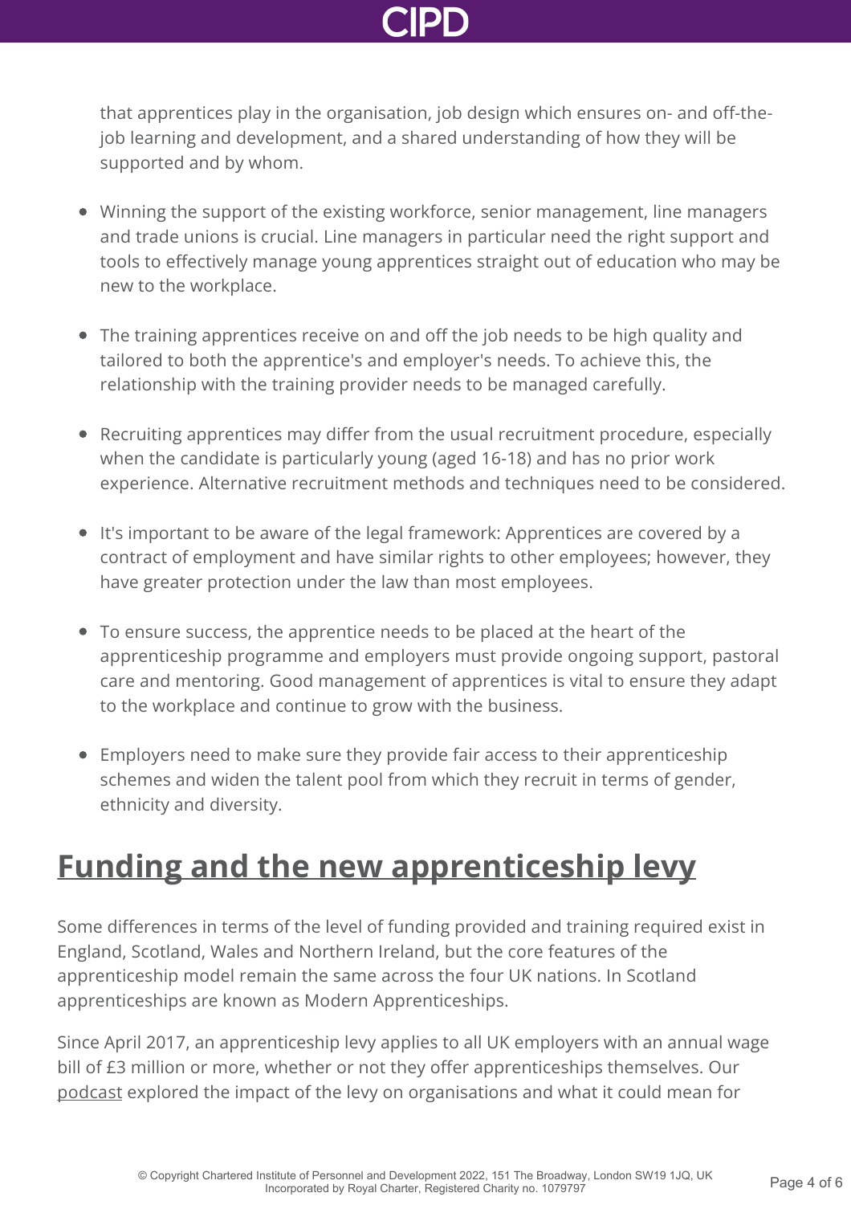that apprentices play in the organisation, job design which ensures on- and off-the-job learning and development, and a shared understanding of how they will be supported and by whom.

- Winning the support of the existing workforce, senior management, line managers and trade unions is crucial. Line managers in particular need the right support and tools to effectively manage young apprentices straight out of education who may be new to the workplace.

- The training apprentices receive on and off the job needs to be high quality and tailored to both the apprentice's and employer's needs. To achieve this, the relationship with the training provider needs to be managed carefully.

- Recruiting apprentices may differ from the usual recruitment procedure, especially when the candidate is particularly young (aged 16-18) and has no prior work experience. Alternative recruitment methods and techniques need to be considered.

- It's important to be aware of the legal framework: Apprentices are covered by a contract of employment and have similar rights to other employees; however, they have greater protection under the law than most employees.

- To ensure success, the apprentice needs to be placed at the heart of the apprenticeship programme and employers must provide ongoing support, pastoral care and mentoring. Good management of apprentices is vital to ensure they adapt to the workplace and continue to grow with the business.

- Employers need to make sure they provide fair access to their apprenticeship schemes and widen the talent pool from which they recruit in terms of gender, ethnicity and diversity.

## Funding and the new apprenticeship levy

Some differences in terms of the level of funding provided and training required exist in England, Scotland, Wales and Northern Ireland, but the core features of the apprenticeship model remain the same across the four UK nations. In Scotland apprenticeships are known as Modern Apprenticeships.

Since April 2017, an apprenticeship levy applies to all UK employers with an annual wage bill of £3 million or more, whether or not they offer apprenticeships themselves. Our podcast explored the impact of the levy on organisations and what it could mean for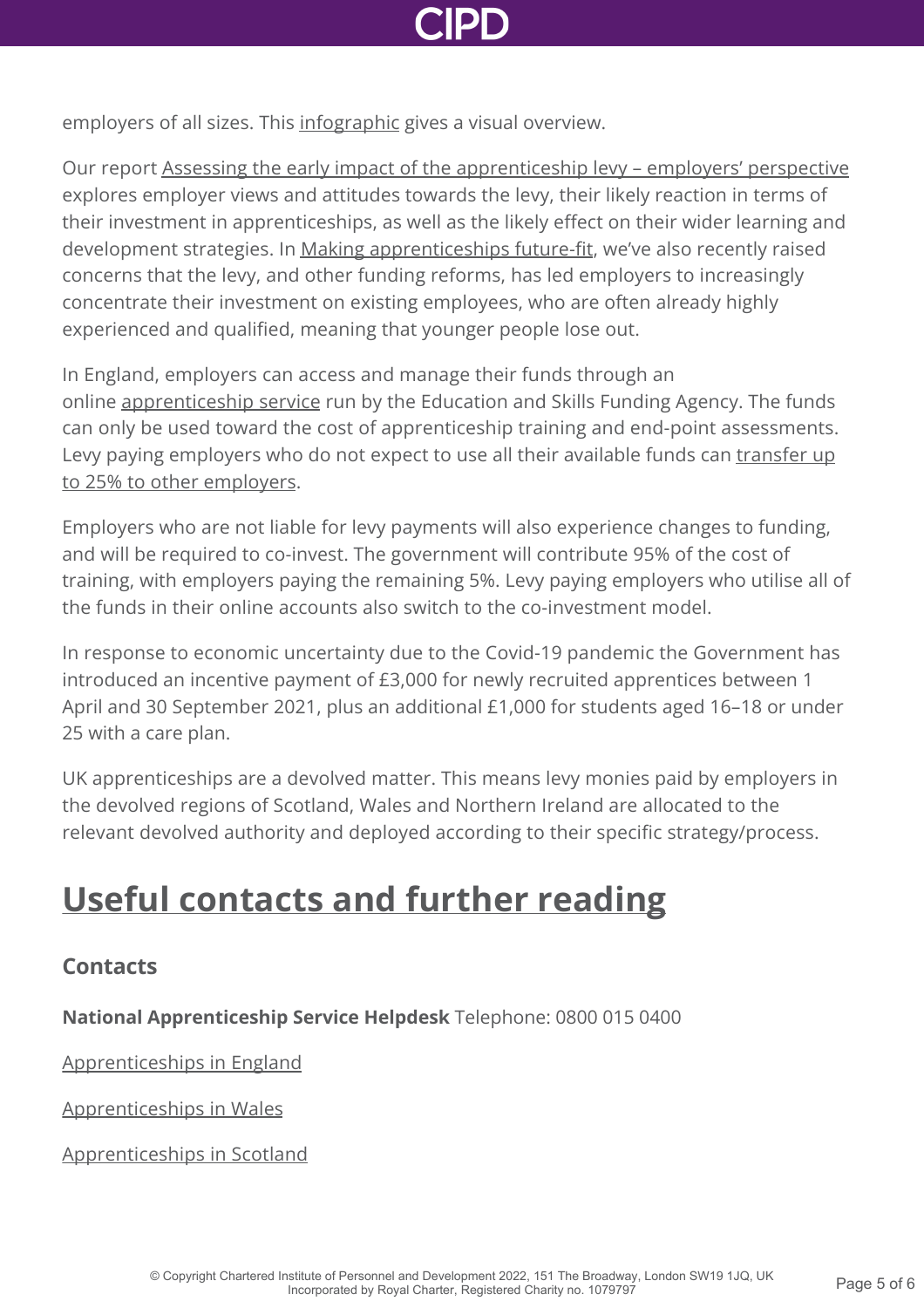employers of all sizes. This infographic gives a visual overview.

Our report Assessing the early impact of the apprenticeship levy – employers' perspective explores employer views and attitudes towards the levy, their likely reaction in terms of their investment in apprenticeships, as well as the likely effect on their wider learning and development strategies. In Making apprenticeships future-fit, we've also recently raised concerns that the levy, and other funding reforms, has led employers to increasingly concentrate their investment on existing employees, who are often already highly experienced and qualified, meaning that younger people lose out.

In England, employers can access and manage their funds through an online apprenticeship service run by the Education and Skills Funding Agency. The funds can only be used toward the cost of apprenticeship training and end-point assessments. Levy paying employers who do not expect to use all their available funds can transfer up to 25% to other employers.

Employers who are not liable for levy payments will also experience changes to funding, and will be required to co-invest. The government will contribute 95% of the cost of training, with employers paying the remaining 5%. Levy paying employers who utilise all of the funds in their online accounts also switch to the co-investment model.

In response to economic uncertainty due to the Covid-19 pandemic the Government has introduced an incentive payment of £3,000 for newly recruited apprentices between 1 April and 30 September 2021, plus an additional £1,000 for students aged 16–18 or under 25 with a care plan.

UK apprenticeships are a devolved matter. This means levy monies paid by employers in the devolved regions of Scotland, Wales and Northern Ireland are allocated to the relevant devolved authority and deployed according to their specific strategy/process.

## Useful contacts and further reading

### Contacts

**National Apprenticeship Service Helpdesk** Telephone: 0800 015 0400

Apprenticeships in England

Apprenticeships in Wales

Apprenticeships in Scotland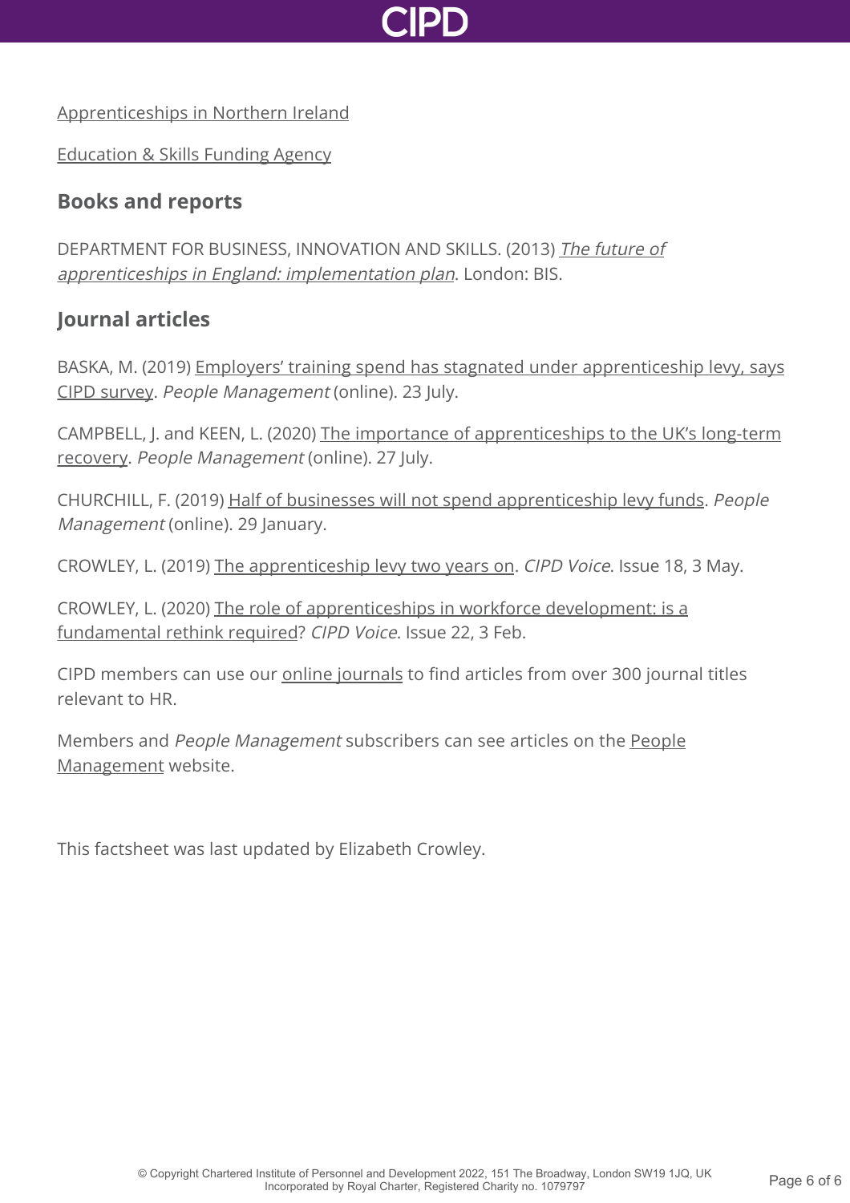Apprenticeships in Northern Ireland

Education & Skills Funding Agency

## Books and reports

DEPARTMENT FOR BUSINESS, INNOVATION AND SKILLS. (2013) *The future of apprenticeships in England: implementation plan*. London: BIS.

## Journal articles

BASKA, M. (2019) Employers' training spend has stagnated under apprenticeship levy, says CIPD survey. *People Management* (online). 23 July.

CAMPBELL, J. and KEEN, L. (2020) The importance of apprenticeships to the UK's long-term recovery. *People Management* (online). 27 July.

CHURCHILL, F. (2019) Half of businesses will not spend apprenticeship levy funds. *People Management* (online). 29 January.

CROWLEY, L. (2019) The apprenticeship levy two years on. *CIPD Voice*. Issue 18, 3 May.

CROWLEY, L. (2020) The role of apprenticeships in workforce development: is a fundamental rethink required? *CIPD Voice*. Issue 22, 3 Feb.

CIPD members can use our online journals to find articles from over 300 journal titles relevant to HR.

Members and *People Management* subscribers can see articles on the People Management website.

This factsheet was last updated by Elizabeth Crowley.